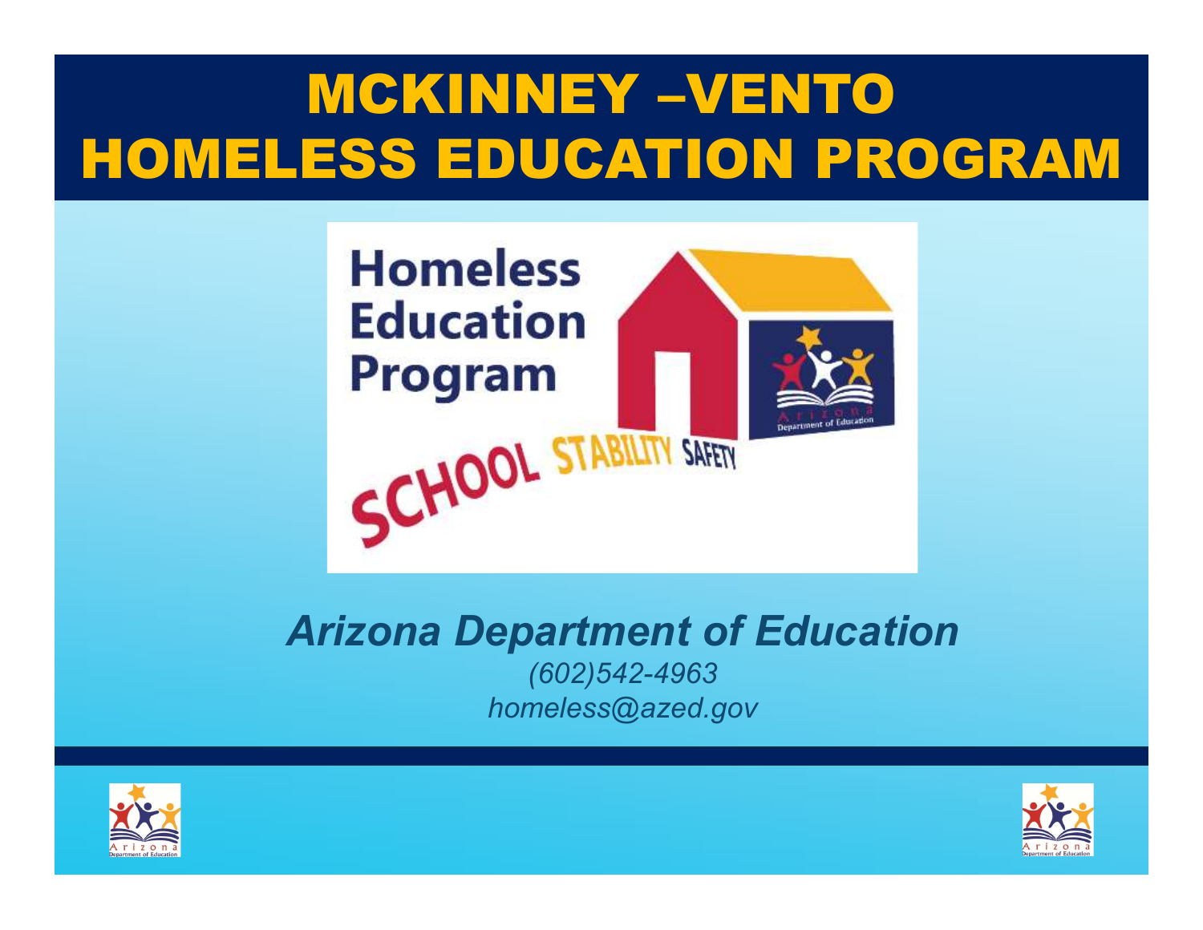# MCKINNEY –VENTO HOMELESS EDUCATION PROGRAM

Homeless Education Program

SCHOOL STABILITY SAFETY

*Arizona Department of Education*

*(602)542-4963*

*homeless@azed.gov*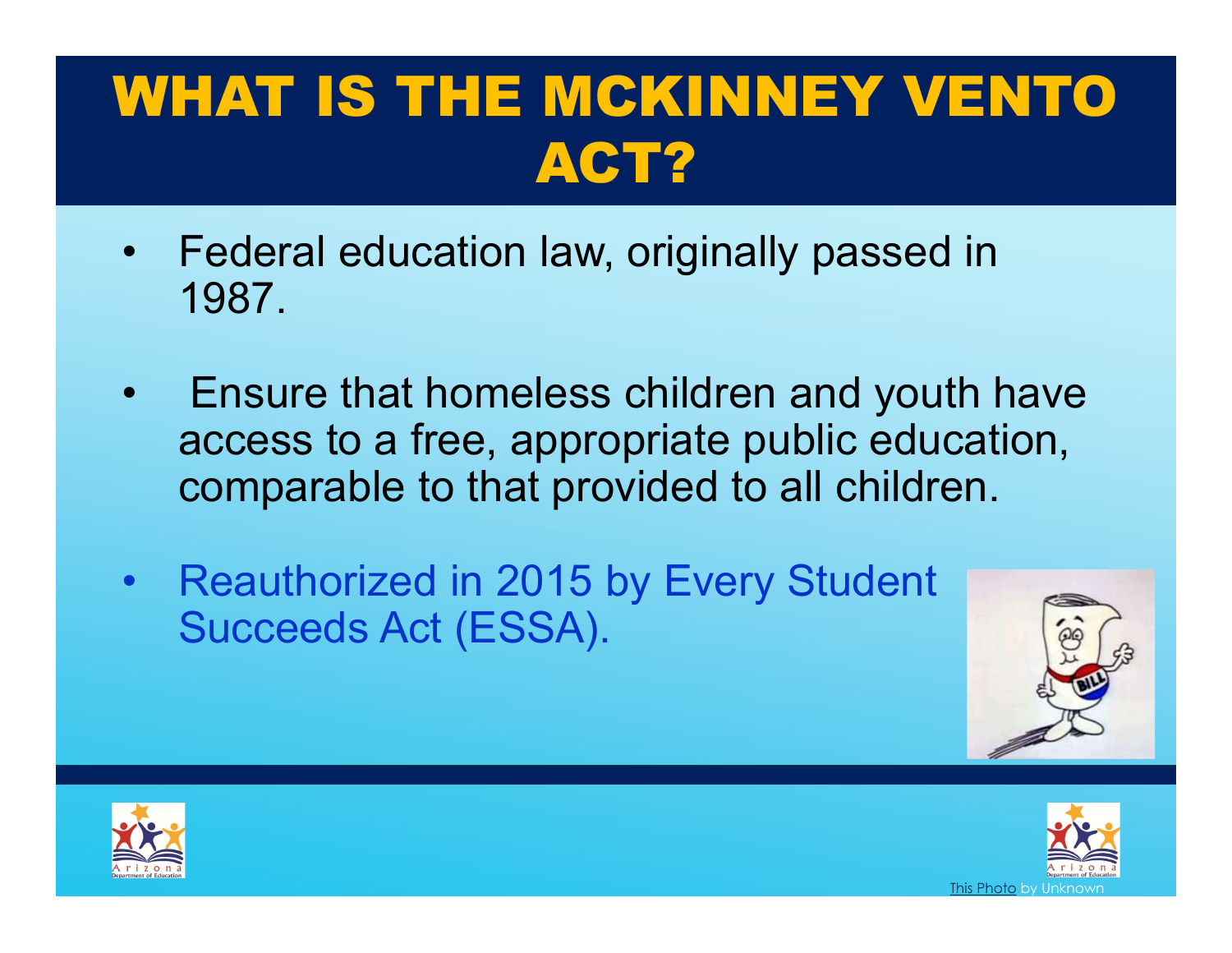# WHAT IS THE MCKINNEY VENTO ACT?

- Federal education law, originally passed in 1987.
- Ensure that homeless children and youth have access to a free, appropriate public education, comparable to that provided to all children.
- Reauthorized in 2015 by Every Student Succeeds Act (ESSA).

This Photo by Unknown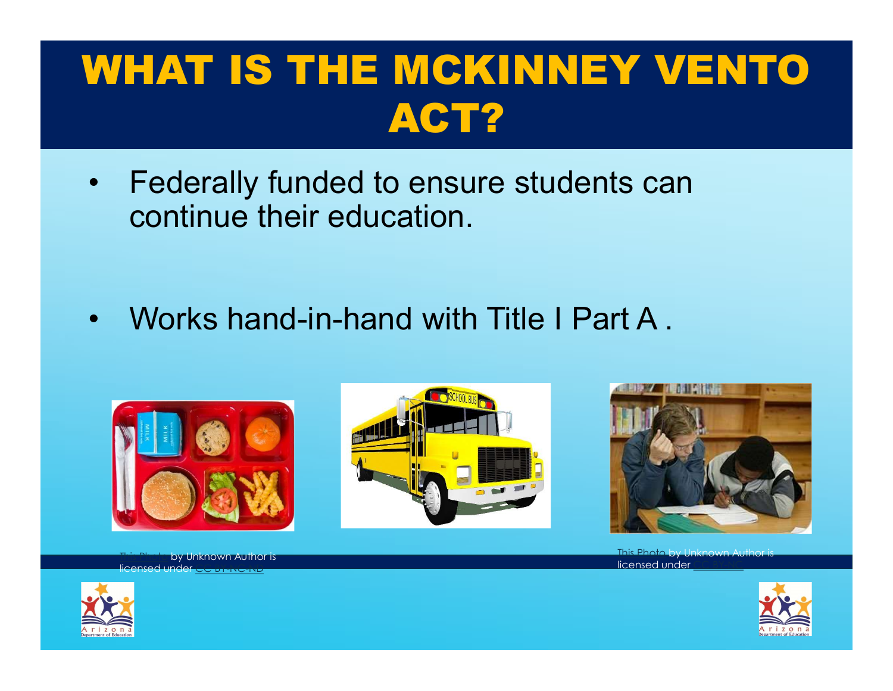# WHAT IS THE MCKINNEY VENTO ACT?

- Federally funded to ensure students can continue their education.
- Works hand-in-hand with Title I Part A .

This Photo by Unknown Author is licensed under CC BY-NC-ND

This Photo by Unknown Author is licensed under CC BY-NC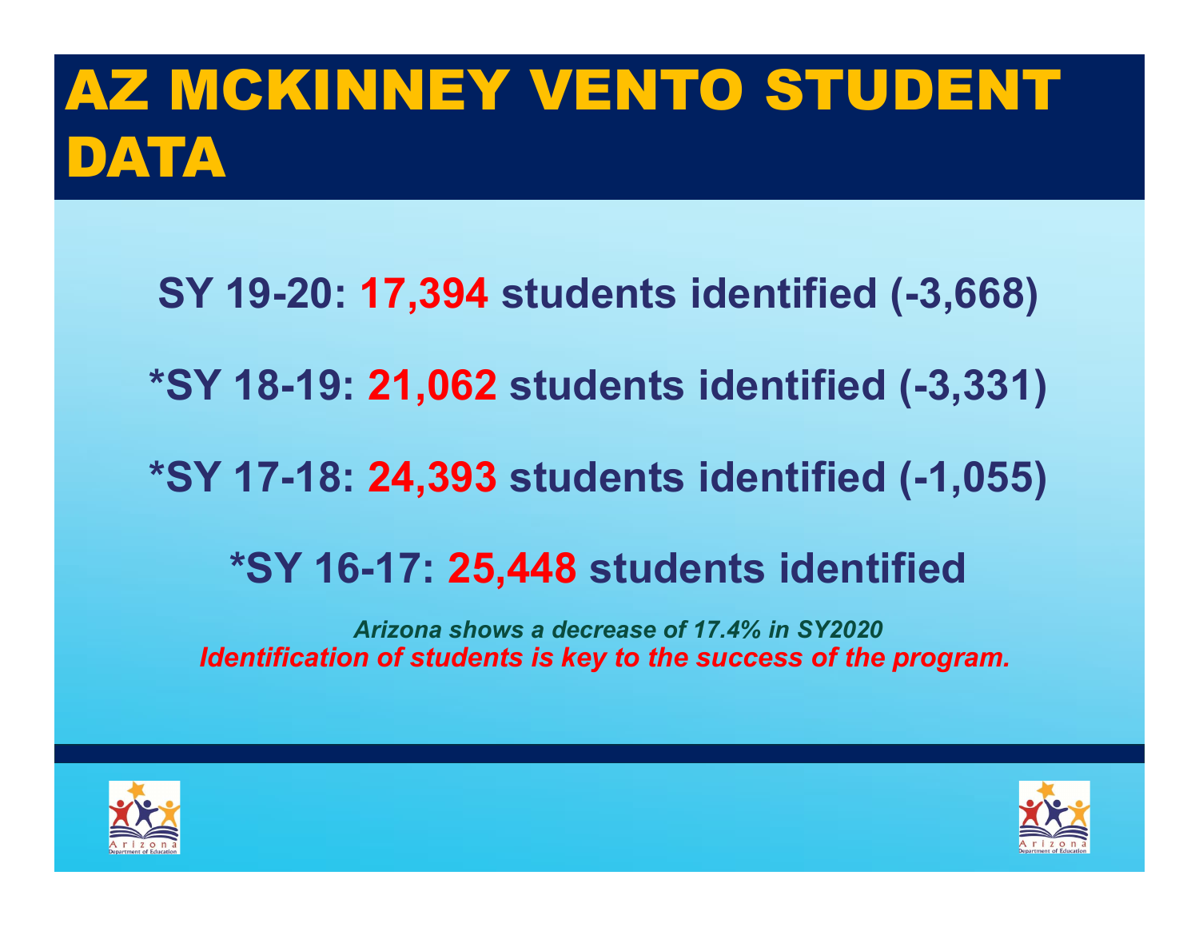# AZ MCKINNEY VENTO STUDENT DATA

**SY 19-20: 17,394 students identified (-3,668)**

***SY 18-19: 21,062 students identified (-3,331)**

***SY 17-18: 24,393 students identified (-1,055)**

***SY 16-17: 25,448 students identified**

***Arizona shows a decrease of 17.4% in SY2020***
***Identification of students is key to the success of the program.***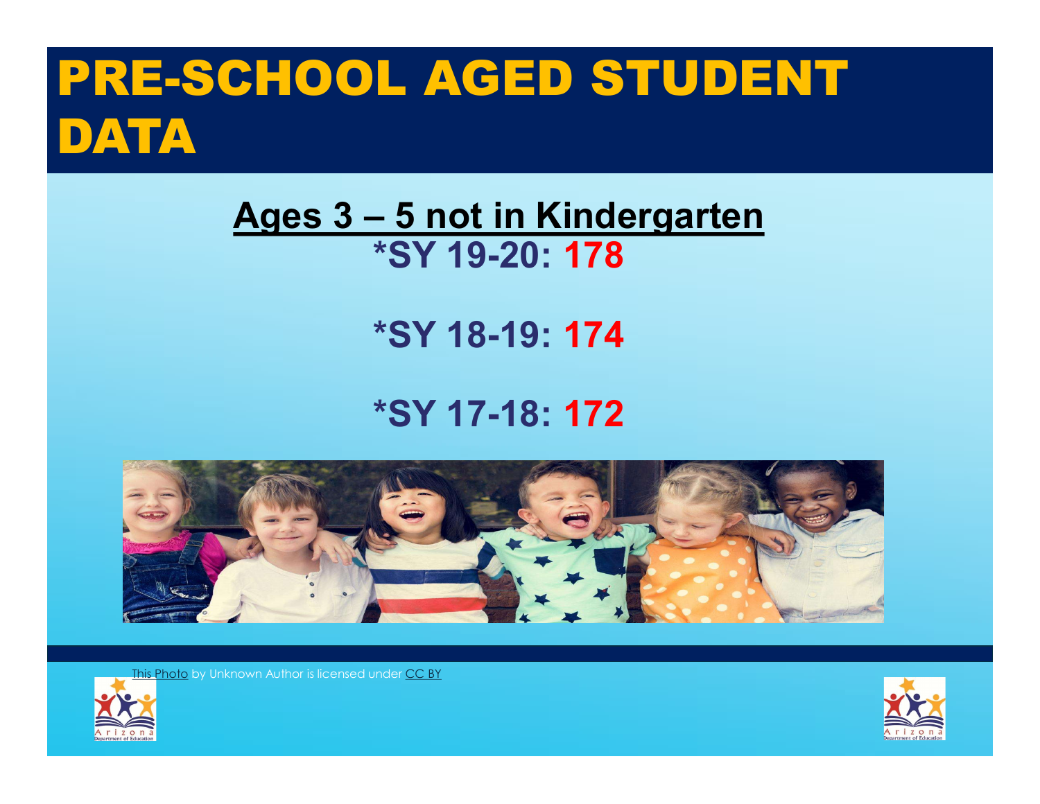# PRE-SCHOOL AGED STUDENT DATA

## Ages 3 – 5 not in Kindergarten

**\*SY 19-20: 178**

**\*SY 18-19: 174**

**\*SY 17-18: 172**

This Photo by Unknown Author is licensed under CC BY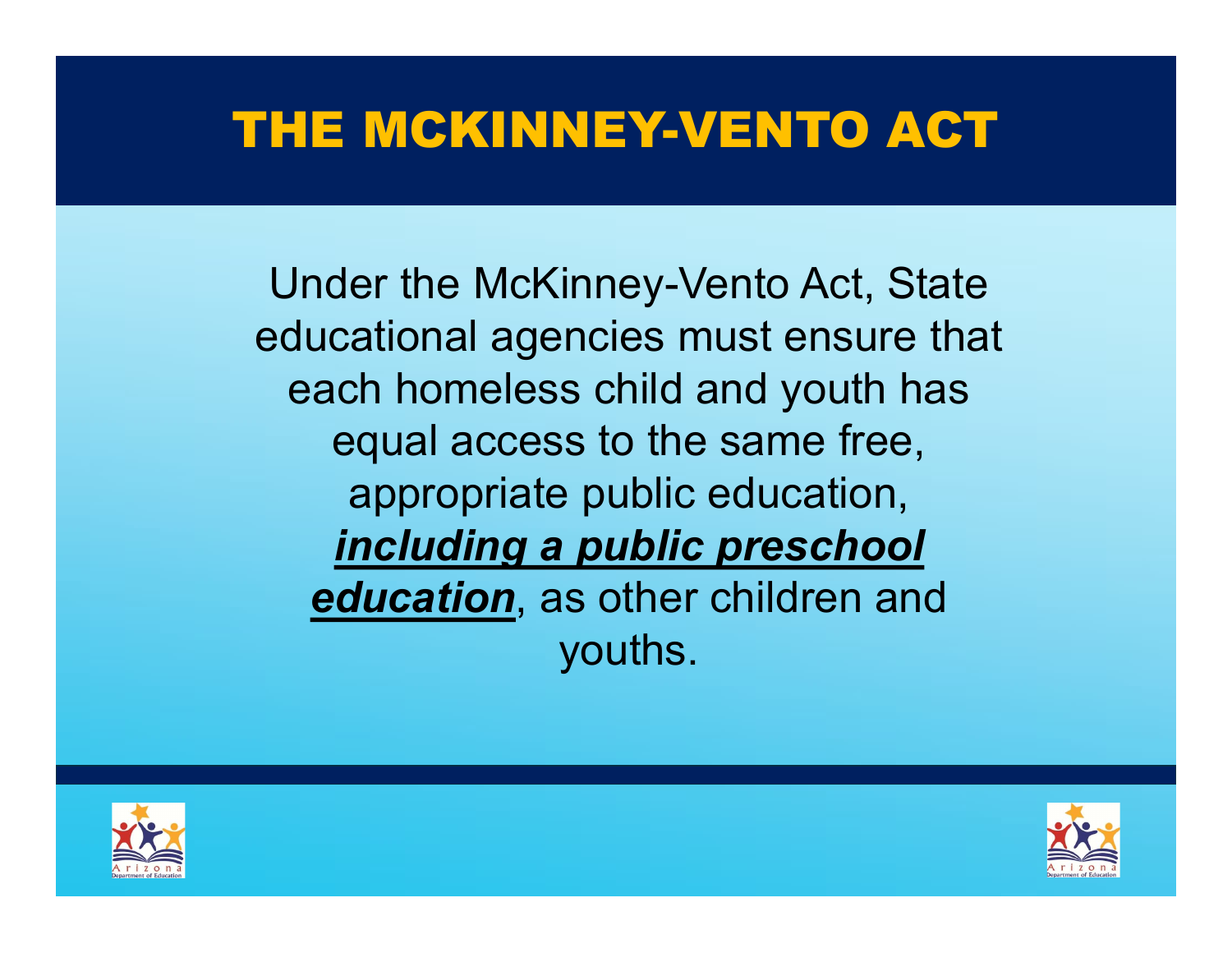# THE MCKINNEY-VENTO ACT

Under the McKinney-Vento Act, State educational agencies must ensure that each homeless child and youth has equal access to the same free, appropriate public education, <u>***including a public preschool education***</u>, as other children and youths.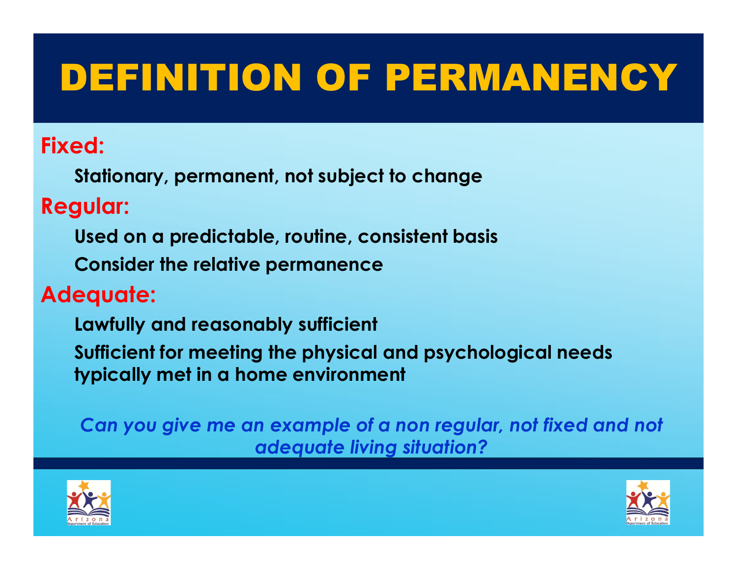# DEFINITION OF PERMANENCY

**Fixed:**

**Stationary, permanent, not subject to change**

**Regular:**

**Used on a predictable, routine, consistent basis**

**Consider the relative permanence**

**Adequate:**

**Lawfully and reasonably sufficient**

**Sufficient for meeting the physical and psychological needs typically met in a home environment**

***Can you give me an example of a non regular, not fixed and not adequate living situation?***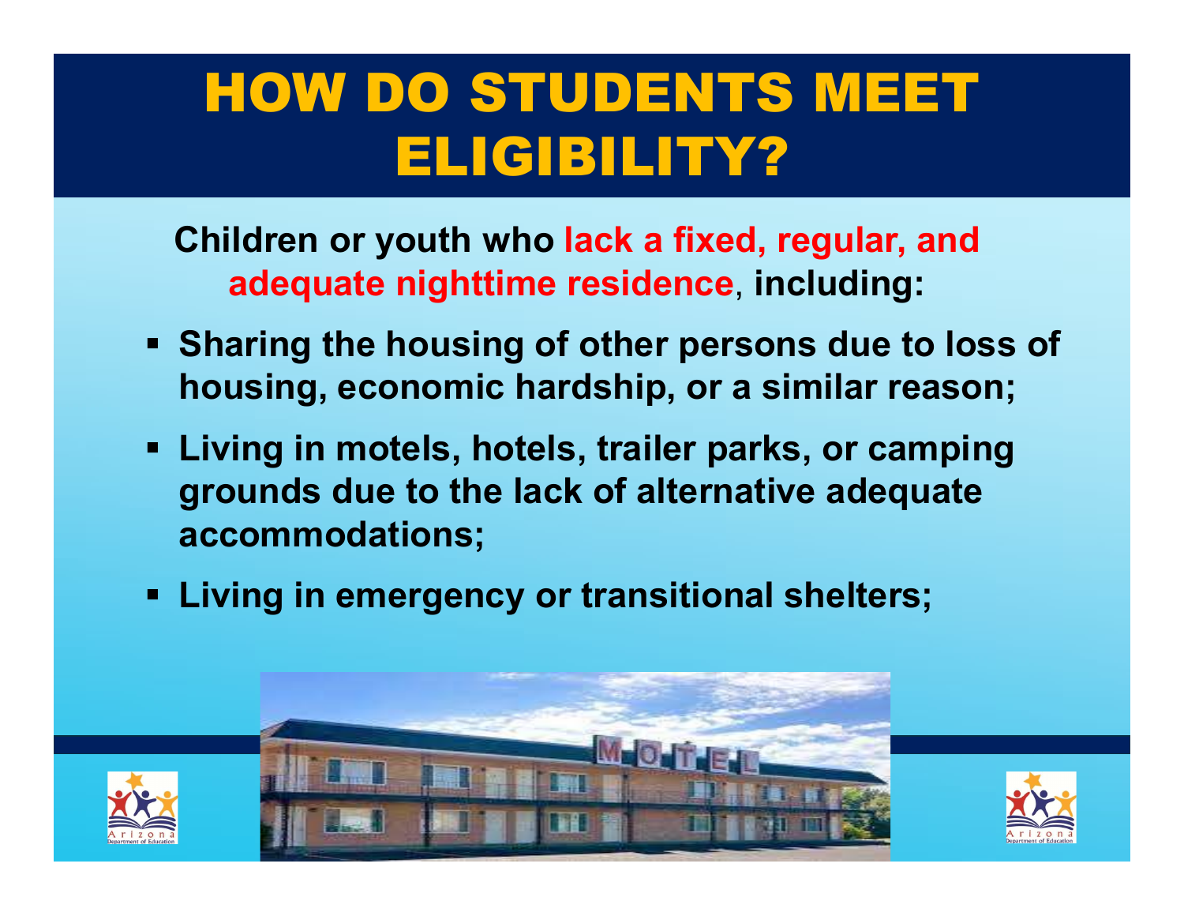# HOW DO STUDENTS MEET ELIGIBILITY?

**Children or youth who lack a fixed, regular, and adequate nighttime residence, including:**

- **Sharing the housing of other persons due to loss of housing, economic hardship, or a similar reason;**
- **Living in motels, hotels, trailer parks, or camping grounds due to the lack of alternative adequate accommodations;**
- **Living in emergency or transitional shelters;**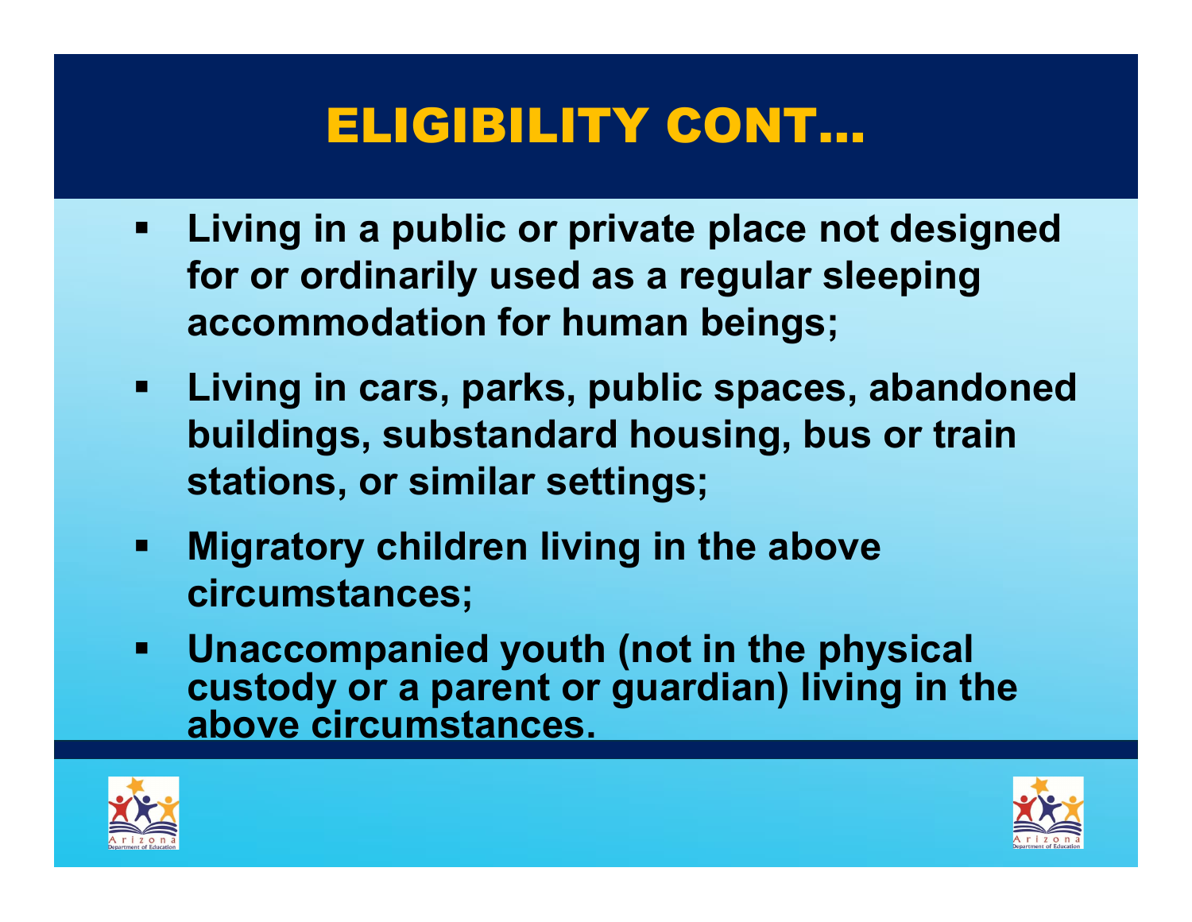# ELIGIBILITY CONT…

- **Living in a public or private place not designed for or ordinarily used as a regular sleeping accommodation for human beings;**
- **Living in cars, parks, public spaces, abandoned buildings, substandard housing, bus or train stations, or similar settings;**
- **Migratory children living in the above circumstances;**
- **Unaccompanied youth (not in the physical custody or a parent or guardian) living in the above circumstances.**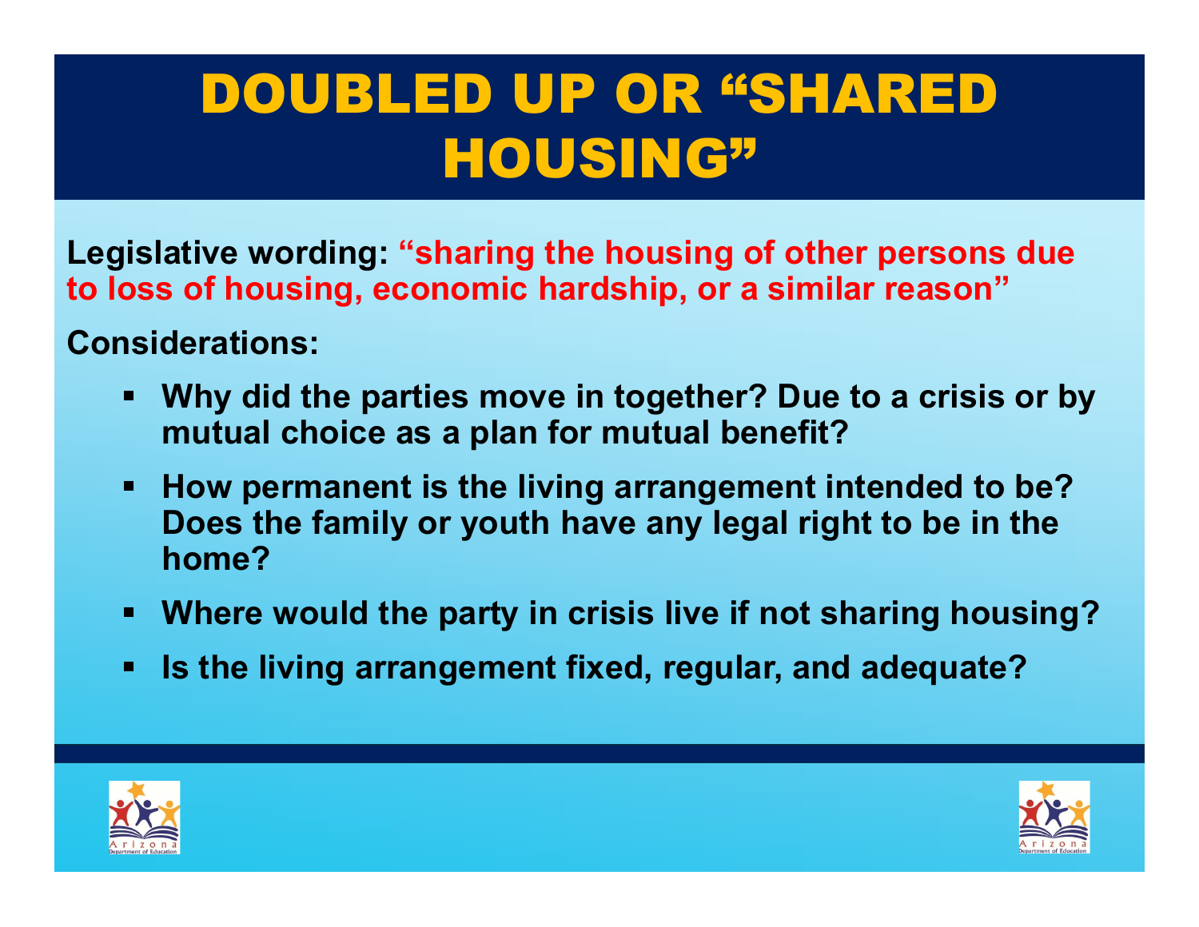# DOUBLED UP OR "SHARED HOUSING"

**Legislative wording: "sharing the housing of other persons due to loss of housing, economic hardship, or a similar reason"**

**Considerations:**

- **Why did the parties move in together? Due to a crisis or by mutual choice as a plan for mutual benefit?**
- **How permanent is the living arrangement intended to be? Does the family or youth have any legal right to be in the home?**
- **Where would the party in crisis live if not sharing housing?**
- **Is the living arrangement fixed, regular, and adequate?**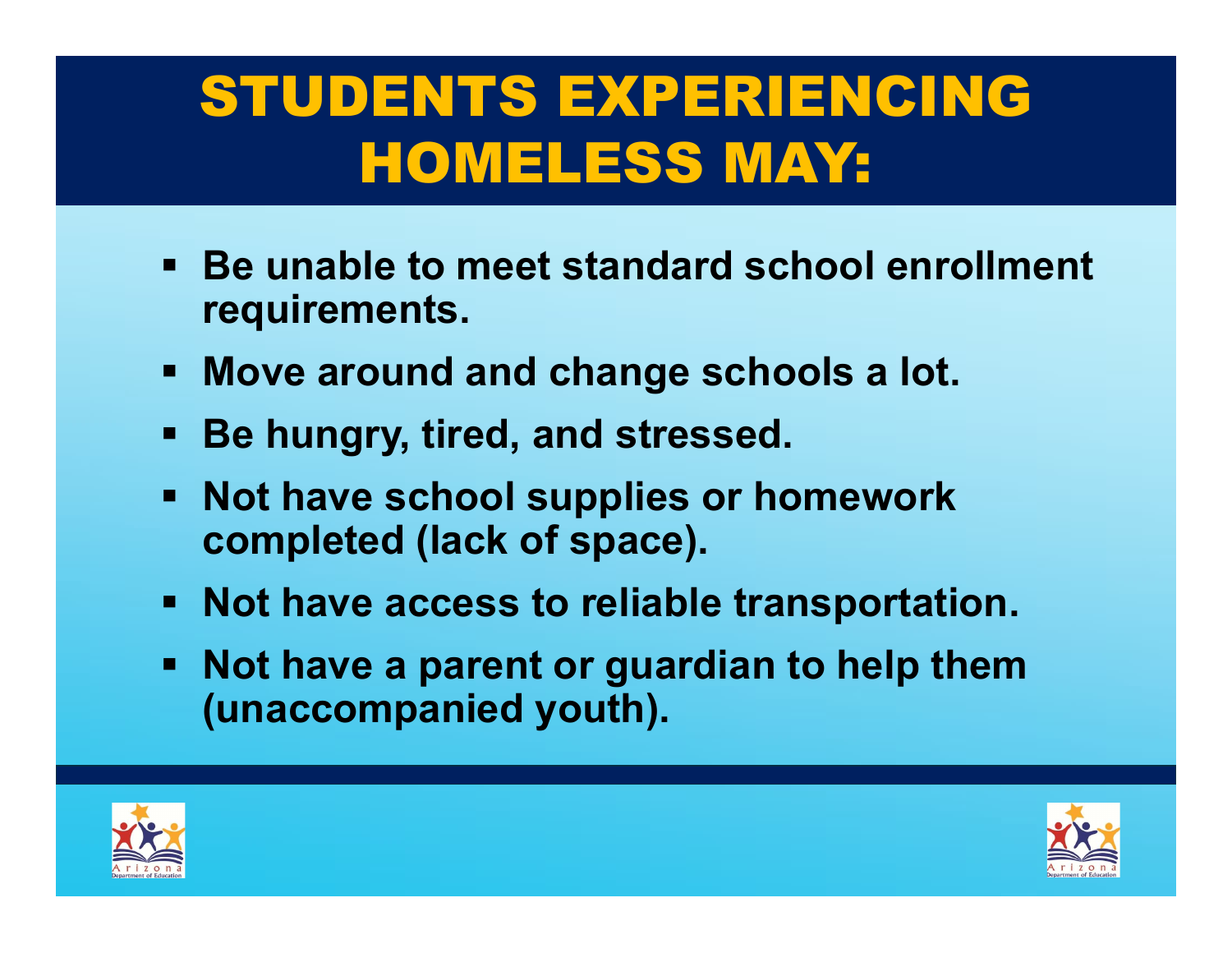# STUDENTS EXPERIENCING HOMELESS MAY:

- Be unable to meet standard school enrollment requirements.
- Move around and change schools a lot.
- Be hungry, tired, and stressed.
- Not have school supplies or homework completed (lack of space).
- Not have access to reliable transportation.
- Not have a parent or guardian to help them (unaccompanied youth).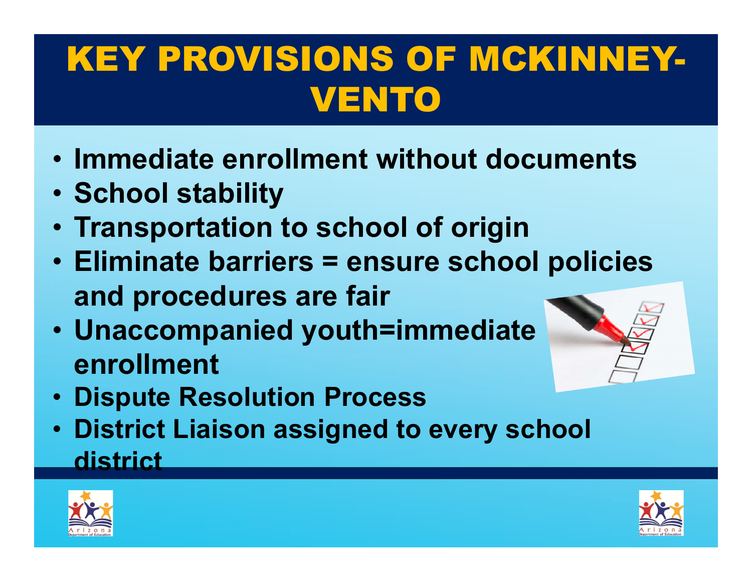# KEY PROVISIONS OF MCKINNEY-VENTO

- Immediate enrollment without documents
- School stability
- Transportation to school of origin
- Eliminate barriers = ensure school policies and procedures are fair
- Unaccompanied youth=immediate enrollment
- Dispute Resolution Process
- District Liaison assigned to every school district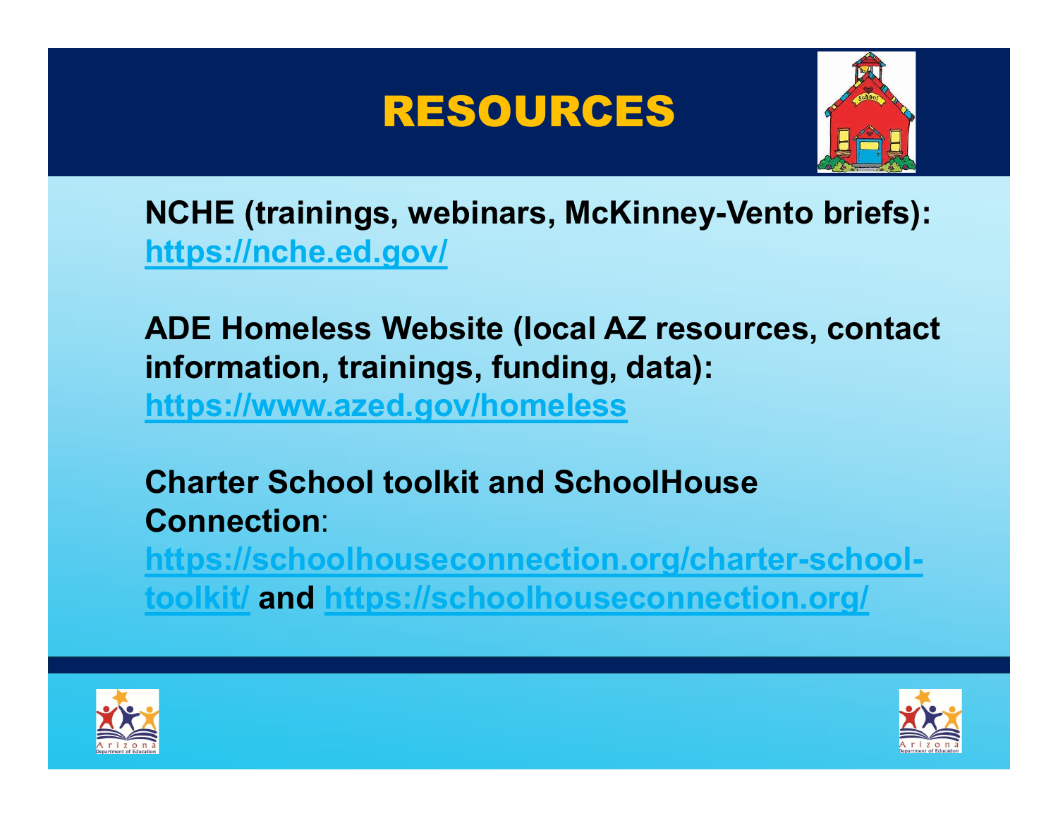# RESOURCES

**NCHE (trainings, webinars, McKinney-Vento briefs):**
**https://nche.ed.gov/**

**ADE Homeless Website (local AZ resources, contact information, trainings, funding, data):**
**https://www.azed.gov/homeless**

**Charter School toolkit and SchoolHouse Connection**:
**https://schoolhouseconnection.org/charter-school-toolkit/** **and** **https://schoolhouseconnection.org/**